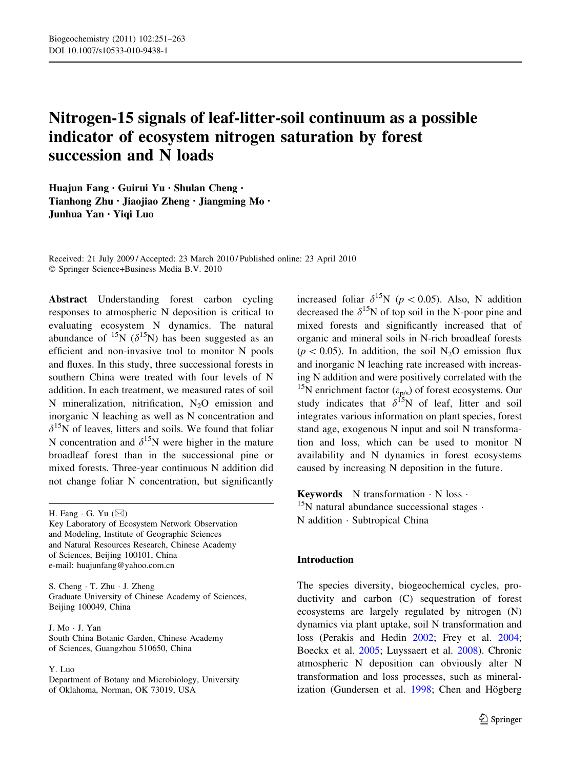# Nitrogen-15 signals of leaf-litter-soil continuum as a possible indicator of ecosystem nitrogen saturation by forest succession and N loads

**Huajun Fang · Guirui Yu · Shulan Cheng · Tianhong Zhu · Jiaojiao Zheng · Jiangming Mo · Junhua Yan · Yiqi Luo**

Received: 21 July 2009 / Accepted: 23 March 2010 / Published online: 23 April 2010
© Springer Science+Business Media B.V. 2010

**Abstract** Understanding forest carbon cycling responses to atmospheric N deposition is critical to evaluating ecosystem N dynamics. The natural abundance of $^{15}N$ ($\delta^{15}N$) has been suggested as an efficient and non-invasive tool to monitor N pools and fluxes. In this study, three successional forests in southern China were treated with four levels of N addition. In each treatment, we measured rates of soil N mineralization, nitrification, $N_2O$ emission and inorganic N leaching as well as N concentration and $\delta^{15}N$ of leaves, litters and soils. We found that foliar N concentration and $\delta^{15}N$ were higher in the mature broadleaf forest than in the successional pine or mixed forests. Three-year continuous N addition did not change foliar N concentration, but significantly increased foliar $\delta^{15}N$ ($p < 0.05$). Also, N addition decreased the $\delta^{15}N$ of top soil in the N-poor pine and mixed forests and significantly increased that of organic and mineral soils in N-rich broadleaf forests ($p < 0.05$). In addition, the soil $N_2O$ emission flux and inorganic N leaching rate increased with increasing N addition and were positively correlated with the $^{15}N$ enrichment factor ($\varepsilon_{p/s}$) of forest ecosystems. Our study indicates that $\delta^{15}N$ of leaf, litter and soil integrates various information on plant species, forest stand age, exogenous N input and soil N transformation and loss, which can be used to monitor N availability and N dynamics in forest ecosystems caused by increasing N deposition in the future.

**Keywords** N transformation · N loss · $^{15}N$ natural abundance successional stages · N addition · Subtropical China

H. Fang · G. Yu (✉)
Key Laboratory of Ecosystem Network Observation and Modeling, Institute of Geographic Sciences and Natural Resources Research, Chinese Academy of Sciences, Beijing 100101, China
e-mail: huajunfang@yahoo.com.cn

S. Cheng · T. Zhu · J. Zheng
Graduate University of Chinese Academy of Sciences, Beijing 100049, China

J. Mo · J. Yan
South China Botanic Garden, Chinese Academy of Sciences, Guangzhou 510650, China

Y. Luo
Department of Botany and Microbiology, University of Oklahoma, Norman, OK 73019, USA

## Introduction

The species diversity, biogeochemical cycles, productivity and carbon (C) sequestration of forest ecosystems are largely regulated by nitrogen (N) dynamics via plant uptake, soil N transformation and loss (Perakis and Hedin 2002; Frey et al. 2004; Boeckx et al. 2005; Luyssaert et al. 2008). Chronic atmospheric N deposition can obviously alter N transformation and loss processes, such as mineralization (Gundersen et al. 1998; Chen and Högberg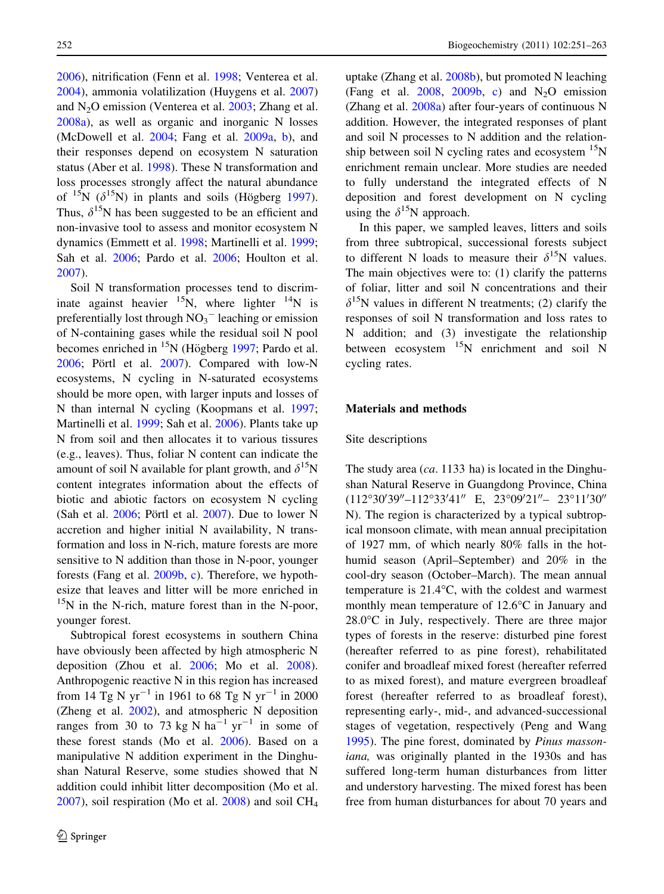2006), nitrification (Fenn et al. 1998; Venterea et al. 2004), ammonia volatilization (Huygens et al. 2007) and $N_2O$ emission (Venterea et al. 2003; Zhang et al. 2008a), as well as organic and inorganic N losses (McDowell et al. 2004; Fang et al. 2009a, b), and their responses depend on ecosystem N saturation status (Aber et al. 1998). These N transformation and loss processes strongly affect the natural abundance of $^{15}N$ ($\delta^{15}N$) in plants and soils (Högberg 1997). Thus, $\delta^{15}N$ has been suggested to be an efficient and non-invasive tool to assess and monitor ecosystem N dynamics (Emmett et al. 1998; Martinelli et al. 1999; Sah et al. 2006; Pardo et al. 2006; Houlton et al. 2007).

Soil N transformation processes tend to discriminate against heavier $^{15}N$, where lighter $^{14}N$ is preferentially lost through $NO_3^-$ leaching or emission of N-containing gases while the residual soil N pool becomes enriched in $^{15}N$ (Högberg 1997; Pardo et al. 2006; Pörtl et al. 2007). Compared with low-N ecosystems, N cycling in N-saturated ecosystems should be more open, with larger inputs and losses of N than internal N cycling (Koopmans et al. 1997; Martinelli et al. 1999; Sah et al. 2006). Plants take up N from soil and then allocates it to various tissures (e.g., leaves). Thus, foliar N content can indicate the amount of soil N available for plant growth, and $\delta^{15}N$ content integrates information about the effects of biotic and abiotic factors on ecosystem N cycling (Sah et al. 2006; Pörtl et al. 2007). Due to lower N accretion and higher initial N availability, N transformation and loss in N-rich, mature forests are more sensitive to N addition than those in N-poor, younger forests (Fang et al. 2009b, c). Therefore, we hypothesize that leaves and litter will be more enriched in $^{15}N$ in the N-rich, mature forest than in the N-poor, younger forest.

Subtropical forest ecosystems in southern China have obviously been affected by high atmospheric N deposition (Zhou et al. 2006; Mo et al. 2008). Anthropogenic reactive N in this region has increased from 14 Tg N $yr^{-1}$ in 1961 to 68 Tg N $yr^{-1}$ in 2000 (Zheng et al. 2002), and atmospheric N deposition ranges from 30 to 73 kg N $ha^{-1}$ $yr^{-1}$ in some of these forest stands (Mo et al. 2006). Based on a manipulative N addition experiment in the Dinghushan Natural Reserve, some studies showed that N addition could inhibit litter decomposition (Mo et al. 2007), soil respiration (Mo et al. 2008) and soil $CH_4$ uptake (Zhang et al. 2008b), but promoted N leaching (Fang et al. 2008, 2009b, c) and $N_2O$ emission (Zhang et al. 2008a) after four-years of continuous N addition. However, the integrated responses of plant and soil N processes to N addition and the relationship between soil N cycling rates and ecosystem $^{15}N$ enrichment remain unclear. More studies are needed to fully understand the integrated effects of N deposition and forest development on N cycling using the $\delta^{15}N$ approach.

In this paper, we sampled leaves, litters and soils from three subtropical, successional forests subject to different N loads to measure their $\delta^{15}N$ values. The main objectives were to: (1) clarify the patterns of foliar, litter and soil N concentrations and their $\delta^{15}N$ values in different N treatments; (2) clarify the responses of soil N transformation and loss rates to N addition; and (3) investigate the relationship between ecosystem $^{15}N$ enrichment and soil N cycling rates.

## Materials and methods

### Site descriptions

The study area (*ca.* 1133 ha) is located in the Dinghushan Natural Reserve in Guangdong Province, China (112°30′39″–112°33′41″ E, 23°09′21″– 23°11′30″ N). The region is characterized by a typical subtropical monsoon climate, with mean annual precipitation of 1927 mm, of which nearly 80% falls in the hot-humid season (April–September) and 20% in the cool-dry season (October–March). The mean annual temperature is 21.4°C, with the coldest and warmest monthly mean temperature of 12.6°C in January and 28.0°C in July, respectively. There are three major types of forests in the reserve: disturbed pine forest (hereafter referred to as pine forest), rehabilitated conifer and broadleaf mixed forest (hereafter referred to as mixed forest), and mature evergreen broadleaf forest (hereafter referred to as broadleaf forest), representing early-, mid-, and advanced-successional stages of vegetation, respectively (Peng and Wang 1995). The pine forest, dominated by *Pinus massoniana,* was originally planted in the 1930s and has suffered long-term human disturbances from litter and understory harvesting. The mixed forest has been free from human disturbances for about 70 years and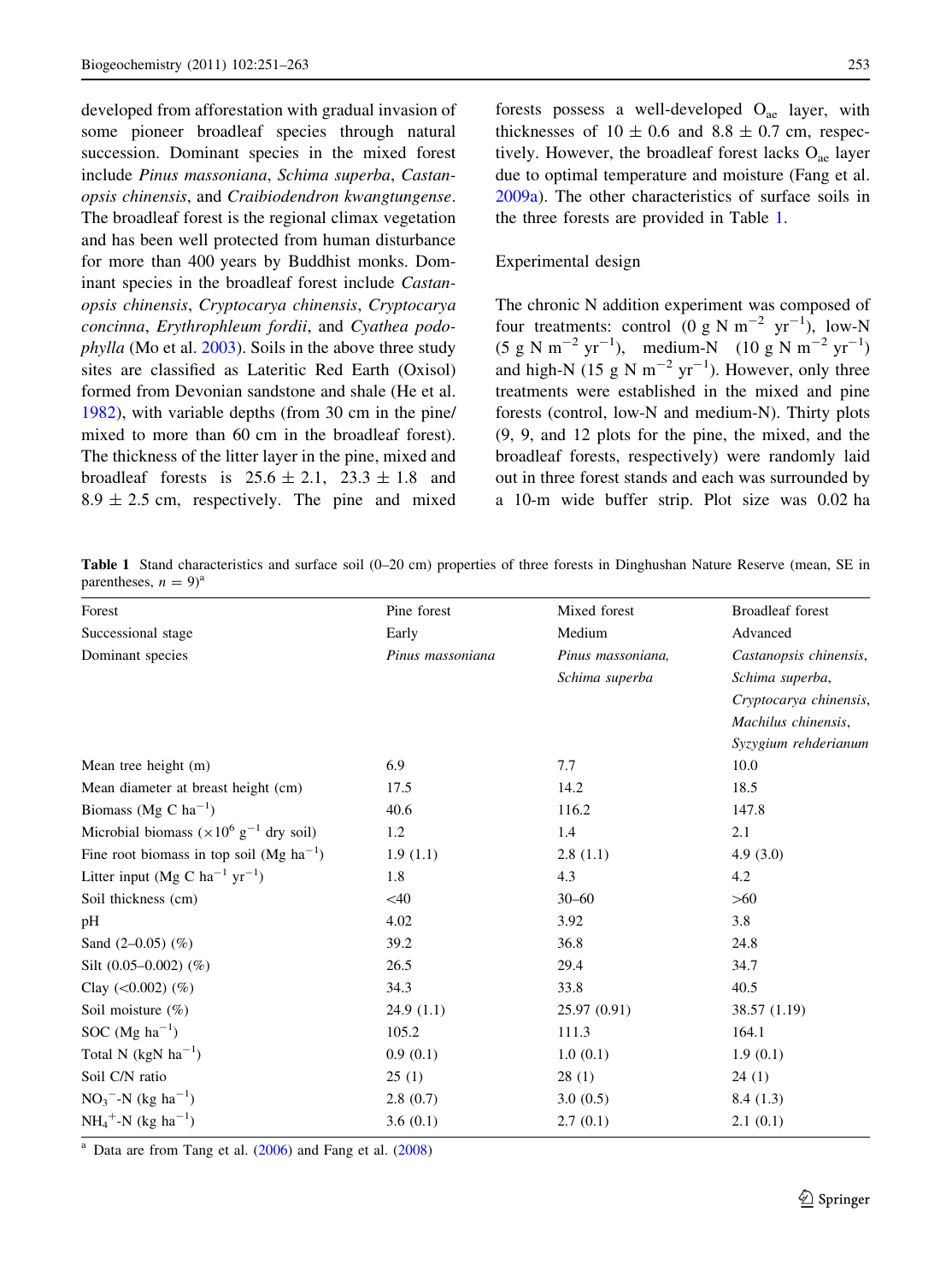developed from afforestation with gradual invasion of some pioneer broadleaf species through natural succession. Dominant species in the mixed forest include *Pinus massoniana*, *Schima superba*, *Castanopsis chinensis*, and *Craibiodendron kwangtungense*. The broadleaf forest is the regional climax vegetation and has been well protected from human disturbance for more than 400 years by Buddhist monks. Dominant species in the broadleaf forest include *Castanopsis chinensis*, *Cryptocarya chinensis*, *Cryptocarya concinna*, *Erythrophleum fordii*, and *Cyathea podophylla* (Mo et al. 2003). Soils in the above three study sites are classified as Lateritic Red Earth (Oxisol) formed from Devonian sandstone and shale (He et al. 1982), with variable depths (from 30 cm in the pine/mixed to more than 60 cm in the broadleaf forest). The thickness of the litter layer in the pine, mixed and broadleaf forests is 25.6 ± 2.1, 23.3 ± 1.8 and 8.9 ± 2.5 cm, respectively. The pine and mixed forests possess a well-developed $O_{ae}$ layer, with thicknesses of 10 ± 0.6 and 8.8 ± 0.7 cm, respectively. However, the broadleaf forest lacks $O_{ae}$ layer due to optimal temperature and moisture (Fang et al. 2009a). The other characteristics of surface soils in the three forests are provided in Table 1.

## Experimental design

The chronic N addition experiment was composed of four treatments: control (0 g N $m^{-2}$ $yr^{-1}$), low-N (5 g N $m^{-2}$ $yr^{-1}$), medium-N (10 g N $m^{-2}$ $yr^{-1}$) and high-N (15 g N $m^{-2}$ $yr^{-1}$). However, only three treatments were established in the mixed and pine forests (control, low-N and medium-N). Thirty plots (9, 9, and 12 plots for the pine, the mixed, and the broadleaf forests, respectively) were randomly laid out in three forest stands and each was surrounded by a 10-m wide buffer strip. Plot size was 0.02 ha

**Table 1** Stand characteristics and surface soil (0–20 cm) properties of three forests in Dinghushan Nature Reserve (mean, SE in parentheses, $n = 9$)[a]

| Forest | Pine forest | Mixed forest | Broadleaf forest |
|---|---|---|---|
| Successional stage | Early | Medium | Advanced |
| Dominant species | *Pinus massoniana* | *Pinus massoniana*, *Schima superba* | *Castanopsis chinensis*, *Schima superba*, *Cryptocarya chinensis*, *Machilus chinensis*, *Syzygium rehderianum* |
| Mean tree height (m) | 6.9 | 7.7 | 10.0 |
| Mean diameter at breast height (cm) | 17.5 | 14.2 | 18.5 |
| Biomass (Mg C $ha^{-1}$) | 40.6 | 116.2 | 147.8 |
| Microbial biomass ($\times 10^6$ $g^{-1}$ dry soil) | 1.2 | 1.4 | 2.1 |
| Fine root biomass in top soil (Mg $ha^{-1}$) | 1.9 (1.1) | 2.8 (1.1) | 4.9 (3.0) |
| Litter input (Mg C $ha^{-1}$ $yr^{-1}$) | 1.8 | 4.3 | 4.2 |
| Soil thickness (cm) | <40 | 30–60 | >60 |
| pH | 4.02 | 3.92 | 3.8 |
| Sand (2–0.05) (%) | 39.2 | 36.8 | 24.8 |
| Silt (0.05–0.002) (%) | 26.5 | 29.4 | 34.7 |
| Clay (<0.002) (%) | 34.3 | 33.8 | 40.5 |
| Soil moisture (%) | 24.9 (1.1) | 25.97 (0.91) | 38.57 (1.19) |
| SOC (Mg $ha^{-1}$) | 105.2 | 111.3 | 164.1 |
| Total N (kgN $ha^{-1}$) | 0.9 (0.1) | 1.0 (0.1) | 1.9 (0.1) |
| Soil C/N ratio | 25 (1) | 28 (1) | 24 (1) |
| $NO_3^-$-N (kg $ha^{-1}$) | 2.8 (0.7) | 3.0 (0.5) | 8.4 (1.3) |
| $NH_4^+$-N (kg $ha^{-1}$) | 3.6 (0.1) | 2.7 (0.1) | 2.1 (0.1) |

[a] Data are from Tang et al. (2006) and Fang et al. (2008)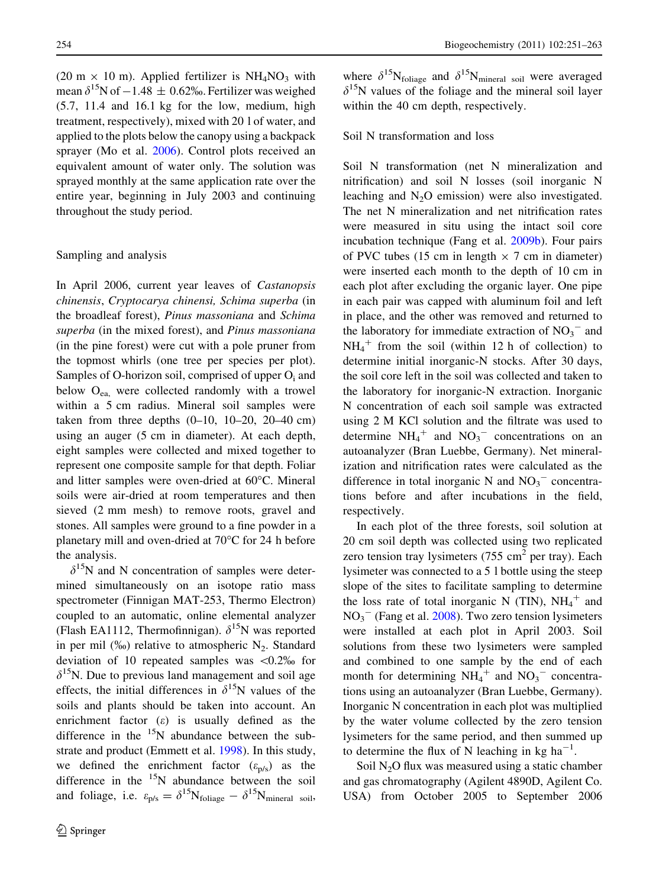(20 m × 10 m). Applied fertilizer is $NH_4NO_3$ with mean $\delta^{15}$N of −1.48 ± 0.62‰. Fertilizer was weighed (5.7, 11.4 and 16.1 kg for the low, medium, high treatment, respectively), mixed with 20 l of water, and applied to the plots below the canopy using a backpack sprayer (Mo et al. 2006). Control plots received an equivalent amount of water only. The solution was sprayed monthly at the same application rate over the entire year, beginning in July 2003 and continuing throughout the study period.

### Sampling and analysis

In April 2006, current year leaves of *Castanopsis chinensis*, *Cryptocarya chinensi, Schima superba* (in the broadleaf forest), *Pinus massoniana* and *Schima superba* (in the mixed forest), and *Pinus massoniana* (in the pine forest) were cut with a pole pruner from the topmost whirls (one tree per species per plot). Samples of O-horizon soil, comprised of upper $O_i$ and below $O_{ea,}$ were collected randomly with a trowel within a 5 cm radius. Mineral soil samples were taken from three depths (0–10, 10–20, 20–40 cm) using an auger (5 cm in diameter). At each depth, eight samples were collected and mixed together to represent one composite sample for that depth. Foliar and litter samples were oven-dried at 60°C. Mineral soils were air-dried at room temperatures and then sieved (2 mm mesh) to remove roots, gravel and stones. All samples were ground to a fine powder in a planetary mill and oven-dried at 70°C for 24 h before the analysis.

$\delta^{15}$N and N concentration of samples were determined simultaneously on an isotope ratio mass spectrometer (Finnigan MAT-253, Thermo Electron) coupled to an automatic, online elemental analyzer (Flash EA1112, Thermofinnigan). $\delta^{15}$N was reported in per mil (‰) relative to atmospheric $N_2$. Standard deviation of 10 repeated samples was <0.2‰ for $\delta^{15}$N. Due to previous land management and soil age effects, the initial differences in $\delta^{15}$N values of the soils and plants should be taken into account. An enrichment factor ($\varepsilon$) is usually defined as the difference in the $^{15}$N abundance between the substrate and product (Emmett et al. 1998). In this study, we defined the enrichment factor ($\varepsilon_{p/s}$) as the difference in the $^{15}$N abundance between the soil and foliage, i.e. $\varepsilon_{p/s} = \delta^{15}N_{foliage} - \delta^{15}N_{mineral\ soil}$, where $\delta^{15}N_{foliage}$ and $\delta^{15}N_{mineral\ soil}$ were averaged $\delta^{15}$N values of the foliage and the mineral soil layer within the 40 cm depth, respectively.

### Soil N transformation and loss

Soil N transformation (net N mineralization and nitrification) and soil N losses (soil inorganic N leaching and $N_2O$ emission) were also investigated. The net N mineralization and net nitrification rates were measured in situ using the intact soil core incubation technique (Fang et al. 2009b). Four pairs of PVC tubes (15 cm in length × 7 cm in diameter) were inserted each month to the depth of 10 cm in each plot after excluding the organic layer. One pipe in each pair was capped with aluminum foil and left in place, and the other was removed and returned to the laboratory for immediate extraction of $NO_3^-$ and $NH_4^+$ from the soil (within 12 h of collection) to determine initial inorganic-N stocks. After 30 days, the soil core left in the soil was collected and taken to the laboratory for inorganic-N extraction. Inorganic N concentration of each soil sample was extracted using 2 M KCl solution and the filtrate was used to determine $NH_4^+$ and $NO_3^-$ concentrations on an autoanalyzer (Bran Luebbe, Germany). Net mineralization and nitrification rates were calculated as the difference in total inorganic N and $NO_3^-$ concentrations before and after incubations in the field, respectively.

In each plot of the three forests, soil solution at 20 cm soil depth was collected using two replicated zero tension tray lysimeters (755 $cm^2$ per tray). Each lysimeter was connected to a 5 l bottle using the steep slope of the sites to facilitate sampling to determine the loss rate of total inorganic N (TIN), $NH_4^+$ and $NO_3^-$ (Fang et al. 2008). Two zero tension lysimeters were installed at each plot in April 2003. Soil solutions from these two lysimeters were sampled and combined to one sample by the end of each month for determining $NH_4^+$ and $NO_3^-$ concentrations using an autoanalyzer (Bran Luebbe, Germany). Inorganic N concentration in each plot was multiplied by the water volume collected by the zero tension lysimeters for the same period, and then summed up to determine the flux of N leaching in kg $ha^{-1}$.

Soil $N_2O$ flux was measured using a static chamber and gas chromatography (Agilent 4890D, Agilent Co. USA) from October 2005 to September 2006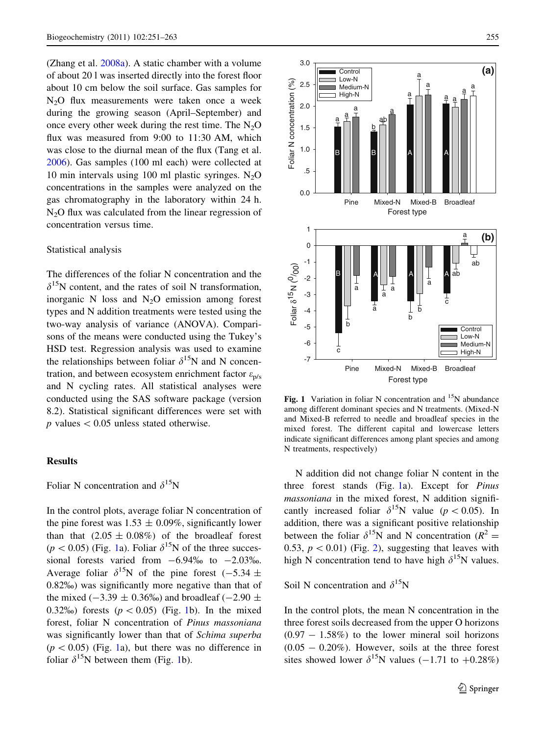(Zhang et al. 2008a). A static chamber with a volume of about 20 l was inserted directly into the forest floor about 10 cm below the soil surface. Gas samples for $N_2O$ flux measurements were taken once a week during the growing season (April–September) and once every other week during the rest time. The $N_2O$ flux was measured from 9:00 to 11:30 AM, which was close to the diurnal mean of the flux (Tang et al. 2006). Gas samples (100 ml each) were collected at 10 min intervals using 100 ml plastic syringes. $N_2O$ concentrations in the samples were analyzed on the gas chromatography in the laboratory within 24 h. $N_2O$ flux was calculated from the linear regression of concentration versus time.

### Statistical analysis

The differences of the foliar N concentration and the $\delta^{15}N$ content, and the rates of soil N transformation, inorganic N loss and $N_2O$ emission among forest types and N addition treatments were tested using the two-way analysis of variance (ANOVA). Comparisons of the means were conducted using the Tukey's HSD test. Regression analysis was used to examine the relationships between foliar $\delta^{15}N$ and N concentration, and between ecosystem enrichment factor $\varepsilon_{p/s}$ and N cycling rates. All statistical analyses were conducted using the SAS software package (version 8.2). Statistical significant differences were set with $p$ values $< 0.05$ unless stated otherwise.

## Results

### Foliar N concentration and $\delta^{15}N$

In the control plots, average foliar N concentration of the pine forest was $1.53 \pm 0.09\%$, significantly lower than that ($2.05 \pm 0.08\%$) of the broadleaf forest ($p < 0.05$) (Fig. 1a). Foliar $\delta^{15}N$ of the three successional forests varied from $-6.94$‰ to $-2.03$‰. Average foliar $\delta^{15}N$ of the pine forest ($-5.34 \pm 0.82$‰) was significantly more negative than that of the mixed ($-3.39 \pm 0.36$‰) and broadleaf ($-2.90 \pm 0.32$‰) forests ($p < 0.05$) (Fig. 1b). In the mixed forest, foliar N concentration of *Pinus massoniana* was significantly lower than that of *Schima superba* ($p < 0.05$) (Fig. 1a), but there was no difference in foliar $\delta^{15}N$ between them (Fig. 1b).

**Fig. 1** Variation in foliar N concentration and $^{15}N$ abundance among different dominant species and N treatments. (Mixed-N and Mixed-B referred to needle and broadleaf species in the mixed forest. The different capital and lowercase letters indicate significant differences among plant species and among N treatments, respectively)

N addition did not change foliar N content in the three forest stands (Fig. 1a). Except for *Pinus massoniana* in the mixed forest, N addition significantly increased foliar $\delta^{15}N$ value ($p < 0.05$). In addition, there was a significant positive relationship between the foliar $\delta^{15}N$ and N concentration ($R^2 = 0.53$, $p < 0.01$) (Fig. 2), suggesting that leaves with high N concentration tend to have high $\delta^{15}N$ values.

### Soil N concentration and $\delta^{15}N$

In the control plots, the mean N concentration in the three forest soils decreased from the upper O horizons ($0.97 - 1.58\%$) to the lower mineral soil horizons ($0.05 - 0.20\%$). However, soils at the three forest sites showed lower $\delta^{15}N$ values ($-1.71$ to $+0.28\%$)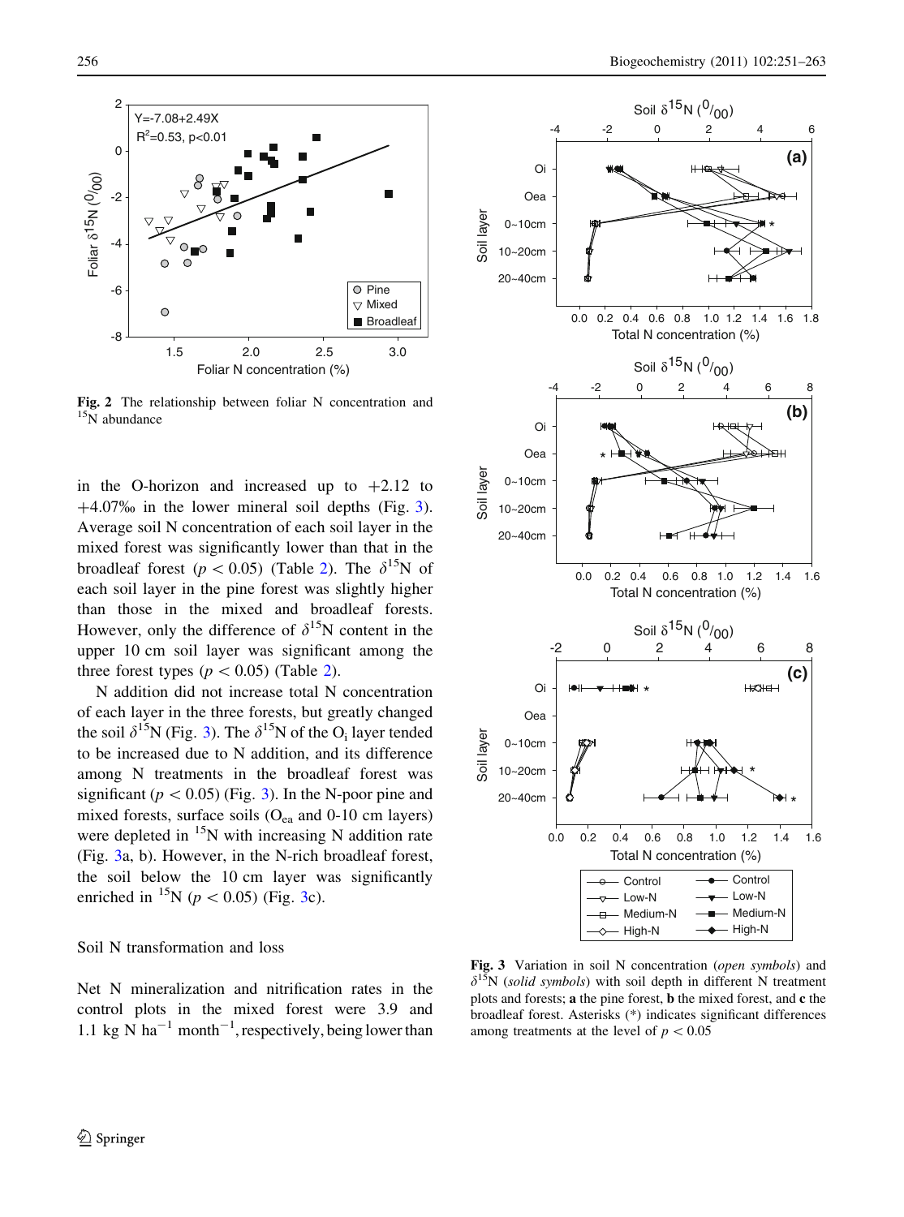Fig. 2 The relationship between foliar N concentration and $^{15}N$ abundance

in the O-horizon and increased up to +2.12 to +4.07‰ in the lower mineral soil depths (Fig. 3). Average soil N concentration of each soil layer in the mixed forest was significantly lower than that in the broadleaf forest ($p < 0.05$) (Table 2). The $\delta^{15}N$ of each soil layer in the pine forest was slightly higher than those in the mixed and broadleaf forests. However, only the difference of $\delta^{15}N$ content in the upper 10 cm soil layer was significant among the three forest types ($p < 0.05$) (Table 2).

N addition did not increase total N concentration of each layer in the three forests, but greatly changed the soil $\delta^{15}N$ (Fig. 3). The $\delta^{15}N$ of the $O_i$ layer tended to be increased due to N addition, and its difference among N treatments in the broadleaf forest was significant ($p < 0.05$) (Fig. 3). In the N-poor pine and mixed forests, surface soils ($O_{ea}$ and 0-10 cm layers) were depleted in $^{15}N$ with increasing N addition rate (Fig. 3a, b). However, in the N-rich broadleaf forest, the soil below the 10 cm layer was significantly enriched in $^{15}N$ ($p < 0.05$) (Fig. 3c).

### Soil N transformation and loss

Net N mineralization and nitrification rates in the control plots in the mixed forest were 3.9 and 1.1 kg N ha$^{-1}$ month$^{-1}$, respectively, being lower than

Fig. 3 Variation in soil N concentration (*open symbols*) and $\delta^{15}N$ (*solid symbols*) with soil depth in different N treatment plots and forests; **a** the pine forest, **b** the mixed forest, and **c** the broadleaf forest. Asterisks (*) indicates significant differences among treatments at the level of $p < 0.05$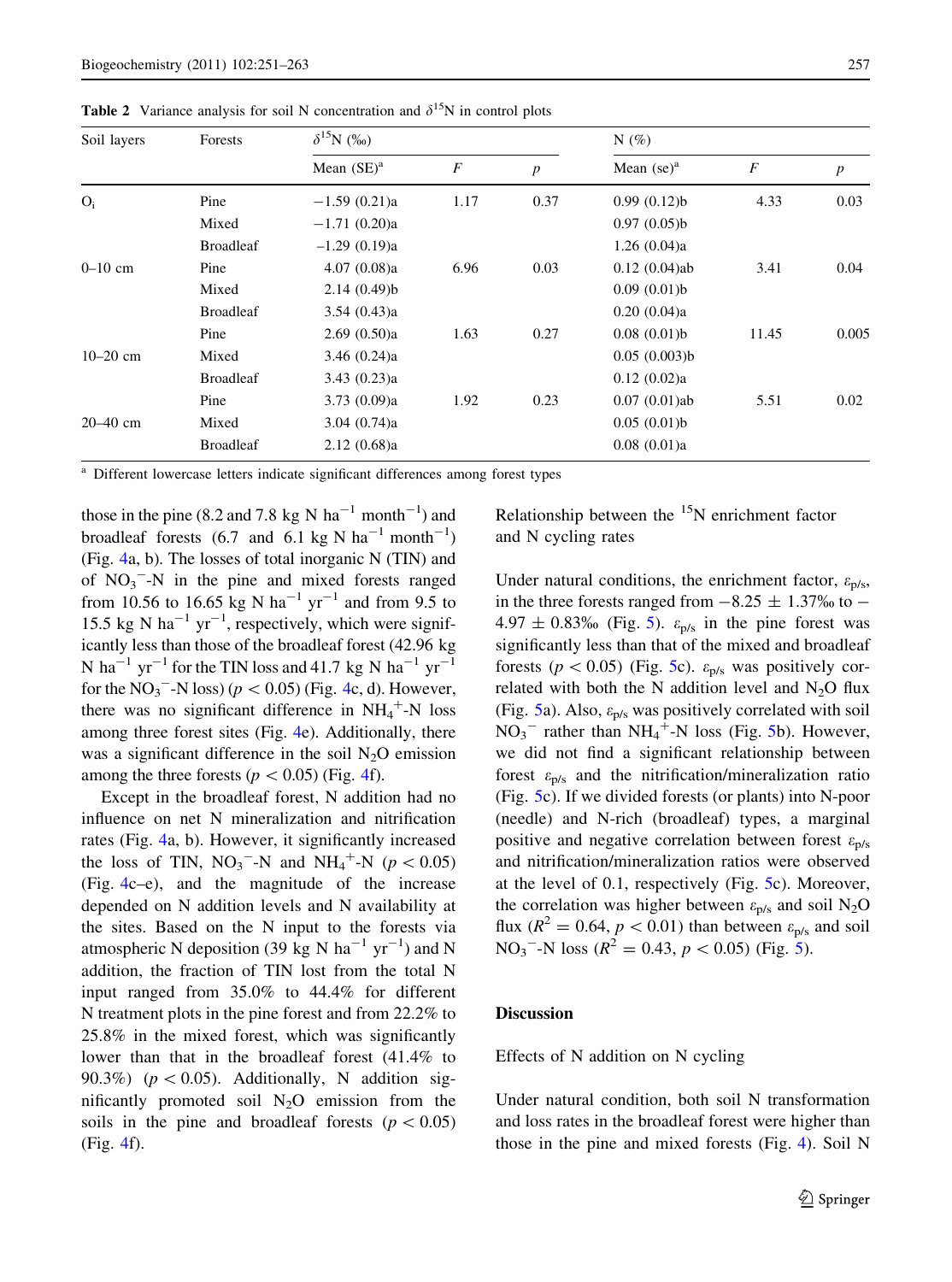**Table 2** Variance analysis for soil N concentration and $\delta^{15}$N in control plots

| Soil layers | Forests | $\delta^{15}$N (‰) | | | N (%) | | |
|---|---|---|---|---|---|---|---|
| | | Mean (SE)[a] | $F$ | $p$ | Mean (se)[a] | $F$ | $p$ |
| $O_i$ | Pine | −1.59 (0.21)a | 1.17 | 0.37 | 0.99 (0.12)b | 4.33 | 0.03 |
| | Mixed | −1.71 (0.20)a | | | 0.97 (0.05)b | | |
| | Broadleaf | −1.29 (0.19)a | | | 1.26 (0.04)a | | |
| 0–10 cm | Pine | 4.07 (0.08)a | 6.96 | 0.03 | 0.12 (0.04)ab | 3.41 | 0.04 |
| | Mixed | 2.14 (0.49)b | | | 0.09 (0.01)b | | |
| | Broadleaf | 3.54 (0.43)a | | | 0.20 (0.04)a | | |
| 10–20 cm | Pine | 2.69 (0.50)a | 1.63 | 0.27 | 0.08 (0.01)b | 11.45 | 0.005 |
| | Mixed | 3.46 (0.24)a | | | 0.05 (0.003)b | | |
| | Broadleaf | 3.43 (0.23)a | | | 0.12 (0.02)a | | |
| 20–40 cm | Pine | 3.73 (0.09)a | 1.92 | 0.23 | 0.07 (0.01)ab | 5.51 | 0.02 |
| | Mixed | 3.04 (0.74)a | | | 0.05 (0.01)b | | |
| | Broadleaf | 2.12 (0.68)a | | | 0.08 (0.01)a | | |

[a] Different lowercase letters indicate significant differences among forest types

those in the pine (8.2 and 7.8 kg N ha$^{-1}$ month$^{-1}$) and broadleaf forests (6.7 and 6.1 kg N ha$^{-1}$ month$^{-1}$) (Fig. 4a, b). The losses of total inorganic N (TIN) and of $NO_3^-$-N in the pine and mixed forests ranged from 10.56 to 16.65 kg N ha$^{-1}$ yr$^{-1}$ and from 9.5 to 15.5 kg N ha$^{-1}$ yr$^{-1}$, respectively, which were significantly less than those of the broadleaf forest (42.96 kg N ha$^{-1}$ yr$^{-1}$ for the TIN loss and 41.7 kg N ha$^{-1}$ yr$^{-1}$ for the $NO_3^-$-N loss) ($p < 0.05$) (Fig. 4c, d). However, there was no significant difference in $NH_4^+$-N loss among three forest sites (Fig. 4e). Additionally, there was a significant difference in the soil $N_2O$ emission among the three forests ($p < 0.05$) (Fig. 4f).

Except in the broadleaf forest, N addition had no influence on net N mineralization and nitrification rates (Fig. 4a, b). However, it significantly increased the loss of TIN, $NO_3^-$-N and $NH_4^+$-N ($p < 0.05$) (Fig. 4c–e), and the magnitude of the increase depended on N addition levels and N availability at the sites. Based on the N input to the forests via atmospheric N deposition (39 kg N ha$^{-1}$ yr$^{-1}$) and N addition, the fraction of TIN lost from the total N input ranged from 35.0% to 44.4% for different N treatment plots in the pine forest and from 22.2% to 25.8% in the mixed forest, which was significantly lower than that in the broadleaf forest (41.4% to 90.3%) ($p < 0.05$). Additionally, N addition significantly promoted soil $N_2O$ emission from the soils in the pine and broadleaf forests ($p < 0.05$) (Fig. 4f).

### Relationship between the $^{15}$N enrichment factor and N cycling rates

Under natural conditions, the enrichment factor, $\varepsilon_{p/s}$, in the three forests ranged from $-8.25 \pm 1.37$‰ to $-4.97 \pm 0.83$‰ (Fig. 5). $\varepsilon_{p/s}$ in the pine forest was significantly less than that of the mixed and broadleaf forests ($p < 0.05$) (Fig. 5c). $\varepsilon_{p/s}$ was positively correlated with both the N addition level and $N_2O$ flux (Fig. 5a). Also, $\varepsilon_{p/s}$ was positively correlated with soil $NO_3^-$ rather than $NH_4^+$-N loss (Fig. 5b). However, we did not find a significant relationship between forest $\varepsilon_{p/s}$ and the nitrification/mineralization ratio (Fig. 5c). If we divided forests (or plants) into N-poor (needle) and N-rich (broadleaf) types, a marginal positive and negative correlation between forest $\varepsilon_{p/s}$ and nitrification/mineralization ratios were observed at the level of 0.1, respectively (Fig. 5c). Moreover, the correlation was higher between $\varepsilon_{p/s}$ and soil $N_2O$ flux ($R^2 = 0.64$, $p < 0.01$) than between $\varepsilon_{p/s}$ and soil $NO_3^-$-N loss ($R^2 = 0.43$, $p < 0.05$) (Fig. 5).

## Discussion

### Effects of N addition on N cycling

Under natural condition, both soil N transformation and loss rates in the broadleaf forest were higher than those in the pine and mixed forests (Fig. 4). Soil N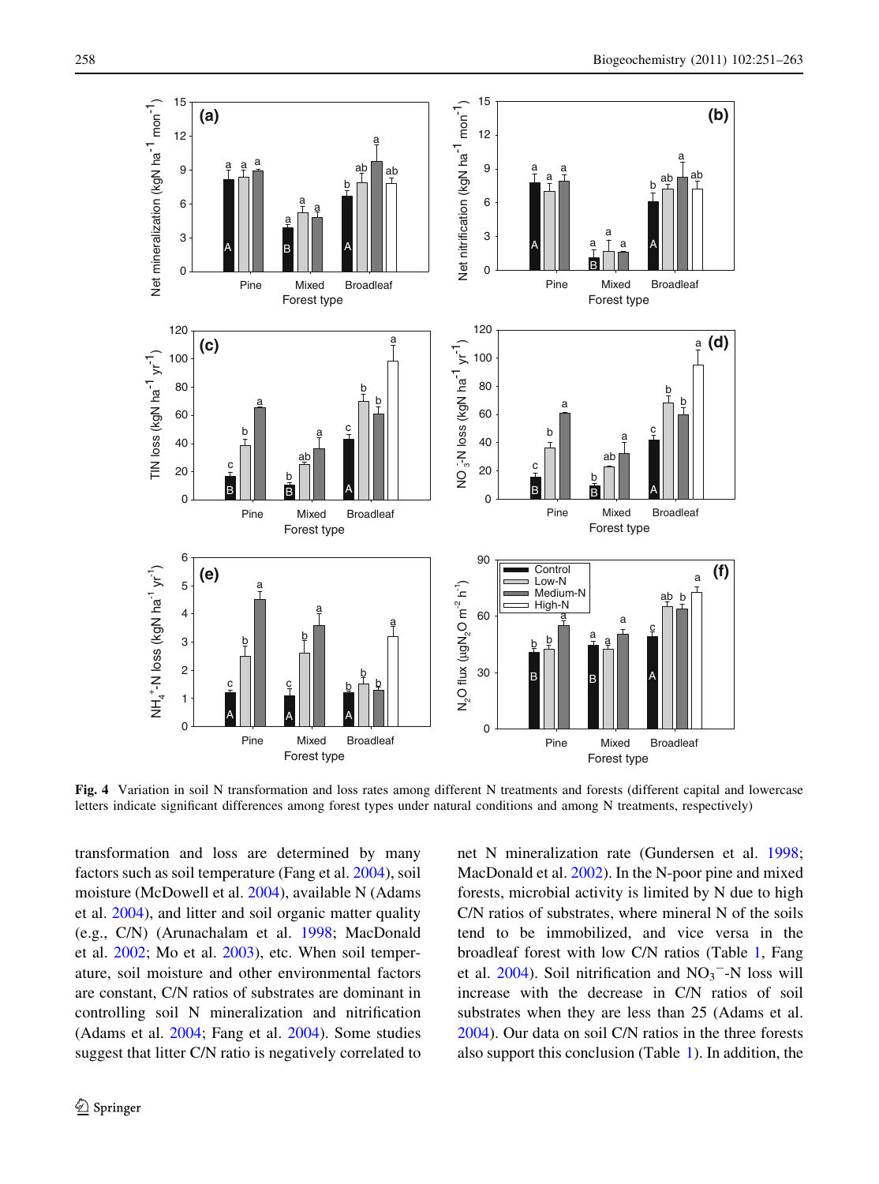**Fig. 4** Variation in soil N transformation and loss rates among different N treatments and forests (different capital and lowercase letters indicate significant differences among forest types under natural conditions and among N treatments, respectively)

transformation and loss are determined by many factors such as soil temperature (Fang et al. 2004), soil moisture (McDowell et al. 2004), available N (Adams et al. 2004), and litter and soil organic matter quality (e.g., C/N) (Arunachalam et al. 1998; MacDonald et al. 2002; Mo et al. 2003), etc. When soil temperature, soil moisture and other environmental factors are constant, C/N ratios of substrates are dominant in controlling soil N mineralization and nitrification (Adams et al. 2004; Fang et al. 2004). Some studies suggest that litter C/N ratio is negatively correlated to net N mineralization rate (Gundersen et al. 1998; MacDonald et al. 2002). In the N-poor pine and mixed forests, microbial activity is limited by N due to high C/N ratios of substrates, where mineral N of the soils tend to be immobilized, and vice versa in the broadleaf forest with low C/N ratios (Table 1, Fang et al. 2004). Soil nitrification and $NO_3^-$-N loss will increase with the decrease in C/N ratios of soil substrates when they are less than 25 (Adams et al. 2004). Our data on soil C/N ratios in the three forests also support this conclusion (Table 1). In addition, the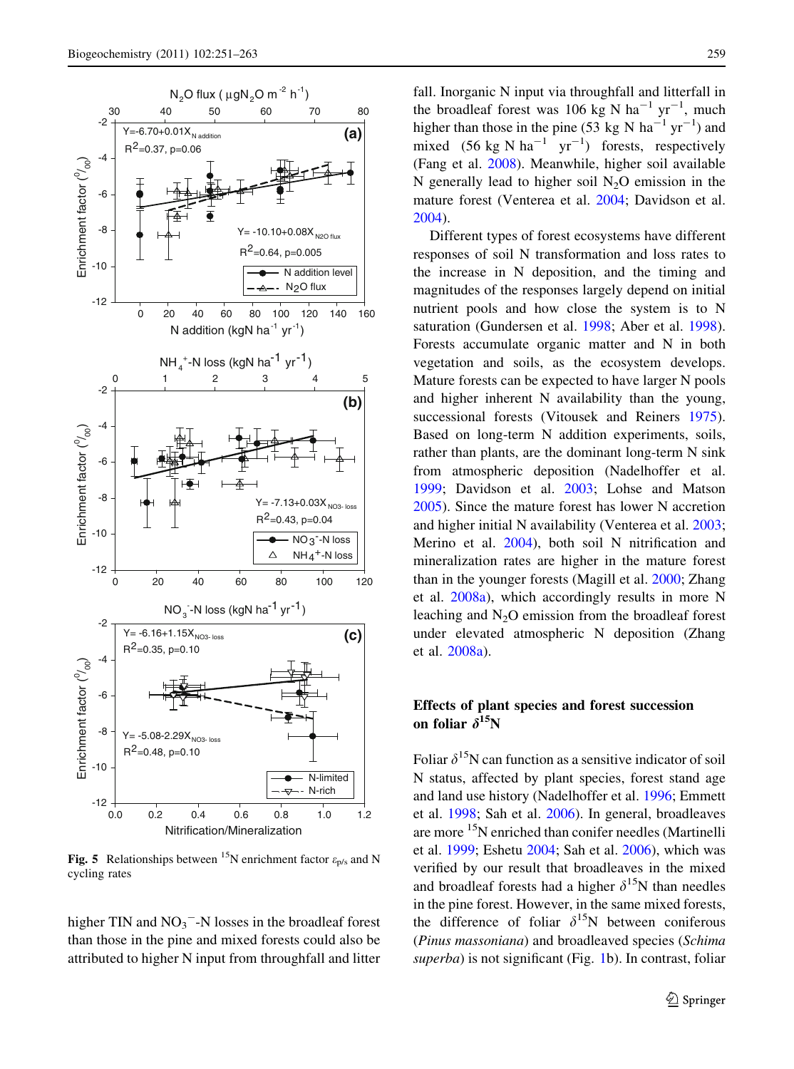Fig. 5 Relationships between $^{15}N$ enrichment factor $\varepsilon_{p/s}$ and N cycling rates

higher TIN and $NO_3^-$-N losses in the broadleaf forest than those in the pine and mixed forests could also be attributed to higher N input from throughfall and litter fall. Inorganic N input via throughfall and litterfall in the broadleaf forest was 106 kg N $ha^{-1}$ $yr^{-1}$, much higher than those in the pine (53 kg N $ha^{-1}$ $yr^{-1}$) and mixed (56 kg N $ha^{-1}$ $yr^{-1}$) forests, respectively (Fang et al. 2008). Meanwhile, higher soil available N generally lead to higher soil $N_2O$ emission in the mature forest (Venterea et al. 2004; Davidson et al. 2004).

Different types of forest ecosystems have different responses of soil N transformation and loss rates to the increase in N deposition, and the timing and magnitudes of the responses largely depend on initial nutrient pools and how close the system is to N saturation (Gundersen et al. 1998; Aber et al. 1998). Forests accumulate organic matter and N in both vegetation and soils, as the ecosystem develops. Mature forests can be expected to have larger N pools and higher inherent N availability than the young, successional forests (Vitousek and Reiners 1975). Based on long-term N addition experiments, soils, rather than plants, are the dominant long-term N sink from atmospheric deposition (Nadelhoffer et al. 1999; Davidson et al. 2003; Lohse and Matson 2005). Since the mature forest has lower N accretion and higher initial N availability (Venterea et al. 2003; Merino et al. 2004), both soil N nitrification and mineralization rates are higher in the mature forest than in the younger forests (Magill et al. 2000; Zhang et al. 2008a), which accordingly results in more N leaching and $N_2O$ emission from the broadleaf forest under elevated atmospheric N deposition (Zhang et al. 2008a).

## Effects of plant species and forest succession on foliar $\delta^{15}N$

Foliar $\delta^{15}N$ can function as a sensitive indicator of soil N status, affected by plant species, forest stand age and land use history (Nadelhoffer et al. 1996; Emmett et al. 1998; Sah et al. 2006). In general, broadleaves are more $^{15}N$ enriched than conifer needles (Martinelli et al. 1999; Eshetu 2004; Sah et al. 2006), which was verified by our result that broadleaves in the mixed and broadleaf forests had a higher $\delta^{15}N$ than needles in the pine forest. However, in the same mixed forests, the difference of foliar $\delta^{15}N$ between coniferous (*Pinus massoniana*) and broadleaved species (*Schima superba*) is not significant (Fig. 1b). In contrast, foliar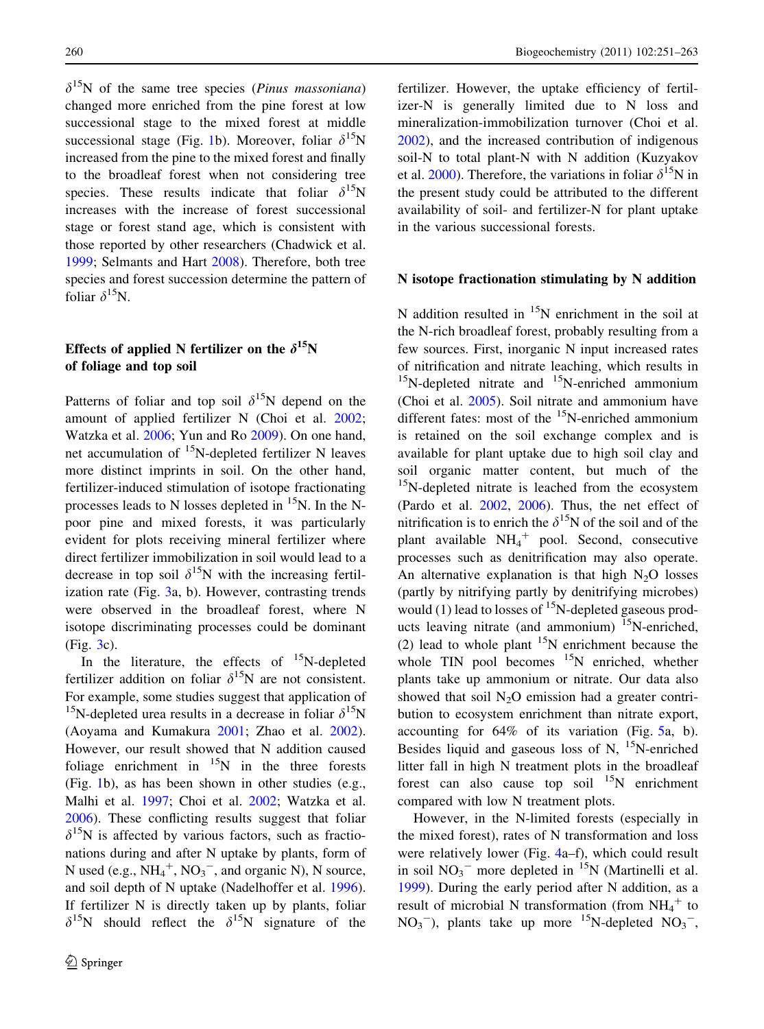$\delta^{15}N$ of the same tree species (*Pinus massoniana*) changed more enriched from the pine forest at low successional stage to the mixed forest at middle successional stage (Fig. 1b). Moreover, foliar $\delta^{15}N$ increased from the pine to the mixed forest and finally to the broadleaf forest when not considering tree species. These results indicate that foliar $\delta^{15}N$ increases with the increase of forest successional stage or forest stand age, which is consistent with those reported by other researchers (Chadwick et al. 1999; Selmants and Hart 2008). Therefore, both tree species and forest succession determine the pattern of foliar $\delta^{15}N$.

## Effects of applied N fertilizer on the $\delta^{15}N$ of the foliage and top soil

Patterns of foliar and top soil $\delta^{15}N$ depend on the amount of applied fertilizer N (Choi et al. 2002; Watzka et al. 2006; Yun and Ro 2009). On one hand, net accumulation of $^{15}N$-depleted fertilizer N leaves more distinct imprints in soil. On the other hand, fertilizer-induced stimulation of isotope fractionating processes leads to N losses depleted in $^{15}N$. In the N-poor pine and mixed forests, it was particularly evident for plots receiving mineral fertilizer where direct fertilizer immobilization in soil would lead to a decrease in top soil $\delta^{15}N$ with the increasing fertilization rate (Fig. 3a, b). However, contrasting trends were observed in the broadleaf forest, where N isotope discriminating processes could be dominant (Fig. 3c).

In the literature, the effects of $^{15}N$-depleted fertilizer addition on foliar $\delta^{15}N$ are not consistent. For example, some studies suggest that application of $^{15}N$-depleted urea results in a decrease in foliar $\delta^{15}N$ (Aoyama and Kumakura 2001; Zhao et al. 2002). However, our result showed that N addition caused foliage enrichment in $^{15}N$ in the three forests (Fig. 1b), as has been shown in other studies (e.g., Malhi et al. 1997; Choi et al. 2002; Watzka et al. 2006). These conflicting results suggest that foliar $\delta^{15}N$ is affected by various factors, such as fractionations during and after N uptake by plants, form of N used (e.g., $NH_4^+$, $NO_3^-$, and organic N), N source, and soil depth of N uptake (Nadelhoffer et al. 1996). If fertilizer N is directly taken up by plants, foliar $\delta^{15}N$ should reflect the $\delta^{15}N$ signature of the fertilizer. However, the uptake efficiency of fertilizer-N is generally limited due to N loss and mineralization-immobilization turnover (Choi et al. 2002), and the increased contribution of indigenous soil-N to total plant-N with N addition (Kuzyakov et al. 2000). Therefore, the variations in foliar $\delta^{15}N$ in the present study could be attributed to the different availability of soil- and fertilizer-N for plant uptake in the various successional forests.

## N isotope fractionation stimulating by N addition

N addition resulted in $^{15}N$ enrichment in the soil at the N-rich broadleaf forest, probably resulting from a few sources. First, inorganic N input increased rates of nitrification and nitrate leaching, which results in $^{15}N$-depleted nitrate and $^{15}N$-enriched ammonium (Choi et al. 2005). Soil nitrate and ammonium have different fates: most of the $^{15}N$-enriched ammonium is retained on the soil exchange complex and is available for plant uptake due to high soil clay and soil organic matter content, but much of the $^{15}N$-depleted nitrate is leached from the ecosystem (Pardo et al. 2002, 2006). Thus, the net effect of nitrification is to enrich the $\delta^{15}N$ of the soil and of the plant available $NH_4^+$ pool. Second, consecutive processes such as denitrification may also operate. An alternative explanation is that high $N_2O$ losses (partly by nitrifying partly by denitrifying microbes) would (1) lead to losses of $^{15}N$-depleted gaseous products leaving nitrate (and ammonium) $^{15}N$-enriched, (2) lead to whole plant $^{15}N$ enrichment because the whole TIN pool becomes $^{15}N$ enriched, whether plants take up ammonium or nitrate. Our data also showed that soil $N_2O$ emission had a greater contribution to ecosystem enrichment than nitrate export, accounting for 64% of its variation (Fig. 5a, b). Besides liquid and gaseous loss of N, $^{15}N$-enriched litter fall in high N treatment plots in the broadleaf forest can also cause top soil $^{15}N$ enrichment compared with low N treatment plots.

However, in the N-limited forests (especially in the mixed forest), rates of N transformation and loss were relatively lower (Fig. 4a–f), which could result in soil $NO_3^-$ more depleted in $^{15}N$ (Martinelli et al. 1999). During the early period after N addition, as a result of microbial N transformation (from $NH_4^+$ to $NO_3^-$), plants take up more $^{15}N$-depleted $NO_3^-$,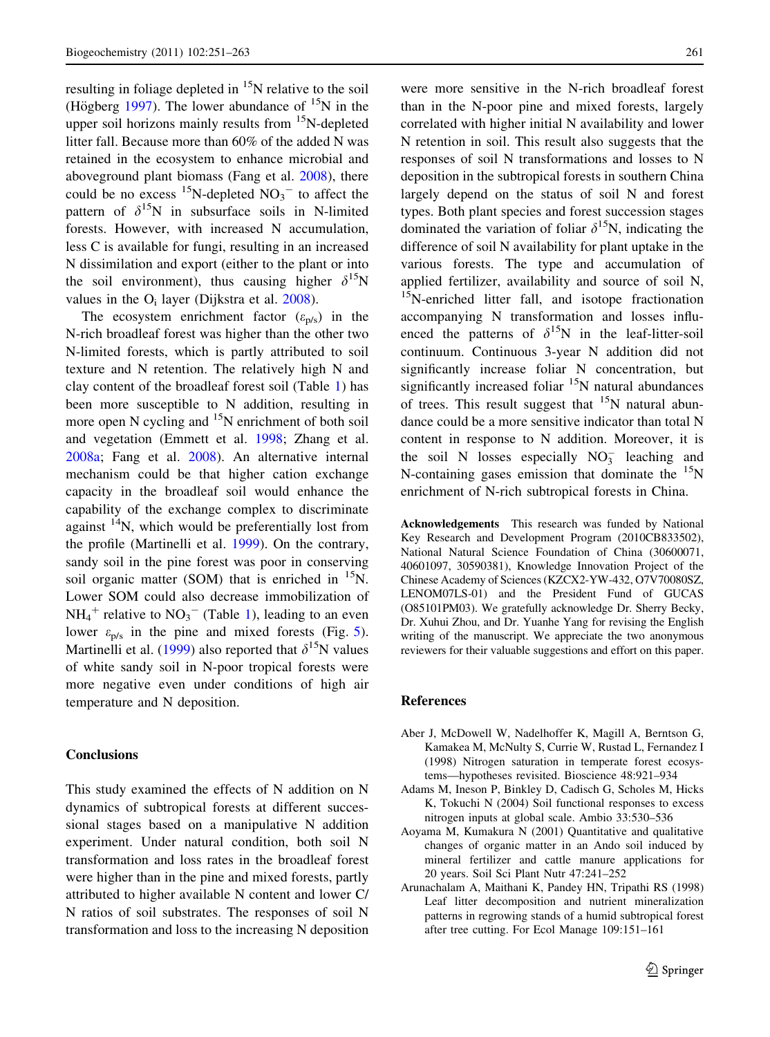resulting in foliage depleted in $^{15}N$ relative to the soil (Högberg 1997). The lower abundance of $^{15}N$ in the upper soil horizons mainly results from $^{15}N$-depleted litter fall. Because more than 60% of the added N was retained in the ecosystem to enhance microbial and aboveground plant biomass (Fang et al. 2008), there could be no excess $^{15}N$-depleted $NO_3^-$ to affect the pattern of $\delta^{15}N$ in subsurface soils in N-limited forests. However, with increased N accumulation, less C is available for fungi, resulting in an increased N dissimilation and export (either to the plant or into the soil environment), thus causing higher $\delta^{15}N$ values in the $O_i$ layer (Dijkstra et al. 2008).

The ecosystem enrichment factor ($\varepsilon_{p/s}$) in the N-rich broadleaf forest was higher than the other two N-limited forests, which is partly attributed to soil texture and N retention. The relatively high N and clay content of the broadleaf forest soil (Table 1) has been more susceptible to N addition, resulting in more open N cycling and $^{15}N$ enrichment of both soil and vegetation (Emmett et al. 1998; Zhang et al. 2008a; Fang et al. 2008). An alternative internal mechanism could be that higher cation exchange capacity in the broadleaf soil would enhance the capability of the exchange complex to discriminate against $^{14}N$, which would be preferentially lost from the profile (Martinelli et al. 1999). On the contrary, sandy soil in the pine forest was poor in conserving soil organic matter (SOM) that is enriched in $^{15}N$. Lower SOM could also decrease immobilization of $NH_4^+$ relative to $NO_3^-$ (Table 1), leading to an even lower $\varepsilon_{p/s}$ in the pine and mixed forests (Fig. 5). Martinelli et al. (1999) also reported that $\delta^{15}N$ values of white sandy soil in N-poor tropical forests were more negative even under conditions of high air temperature and N deposition.

## Conclusions

This study examined the effects of N addition on N dynamics of subtropical forests at different successional stages based on a manipulative N addition experiment. Under natural condition, both soil N transformation and loss rates in the broadleaf forest were higher than in the pine and mixed forests, partly attributed to higher available N content and lower C/N ratios of soil substrates. The responses of soil N transformation and loss to the increasing N deposition were more sensitive in the N-rich broadleaf forest than in the N-poor pine and mixed forests, largely correlated with higher initial N availability and lower N retention in soil. This result also suggests that the responses of soil N transformations and losses to N deposition in the subtropical forests in southern China largely depend on the status of soil N and forest types. Both plant species and forest succession stages dominated the variation of foliar $\delta^{15}N$, indicating the difference of soil N availability for plant uptake in the various forests. The type and accumulation of applied fertilizer, availability and source of soil N, $^{15}N$-enriched litter fall, and isotope fractionation accompanying N transformation and losses influenced the patterns of $\delta^{15}N$ in the leaf-litter-soil continuum. Continuous 3-year N addition did not significantly increase foliar N concentration, but significantly increased foliar $^{15}N$ natural abundances of trees. This result suggest that $^{15}N$ natural abundance could be a more sensitive indicator than total N content in response to N addition. Moreover, it is the soil N losses especially $NO_3^-$ leaching and N-containing gases emission that dominate the $^{15}N$ enrichment of N-rich subtropical forests in China.

**Acknowledgements** This research was funded by National Key Research and Development Program (2010CB833502), National Natural Science Foundation of China (30600071, 40601097, 30590381), Knowledge Innovation Project of the Chinese Academy of Sciences (KZCX2-YW-432, O7V70080SZ, LENOM07LS-01) and the President Fund of GUCAS (O85101PM03). We gratefully acknowledge Dr. Sherry Becky, Dr. Xuhui Zhou, and Dr. Yuanhe Yang for revising the English writing of the manuscript. We appreciate the two anonymous reviewers for their valuable suggestions and effort on this paper.

## References

Aber J, McDowell W, Nadelhoffer K, Magill A, Berntson G, Kamakea M, McNulty S, Currie W, Rustad L, Fernandez I (1998) Nitrogen saturation in temperate forest ecosystems—hypotheses revisited. Bioscience 48:921–934

Adams M, Ineson P, Binkley D, Cadisch G, Scholes M, Hicks K, Tokuchi N (2004) Soil functional responses to excess nitrogen inputs at global scale. Ambio 33:530–536

Aoyama M, Kumakura N (2001) Quantitative and qualitative changes of organic matter in an Ando soil induced by mineral fertilizer and cattle manure applications for 20 years. Soil Sci Plant Nutr 47:241–252

Arunachalam A, Maithani K, Pandey HN, Tripathi RS (1998) Leaf litter decomposition and nutrient mineralization patterns in regrowing stands of a humid subtropical forest after tree cutting. For Ecol Manage 109:151–161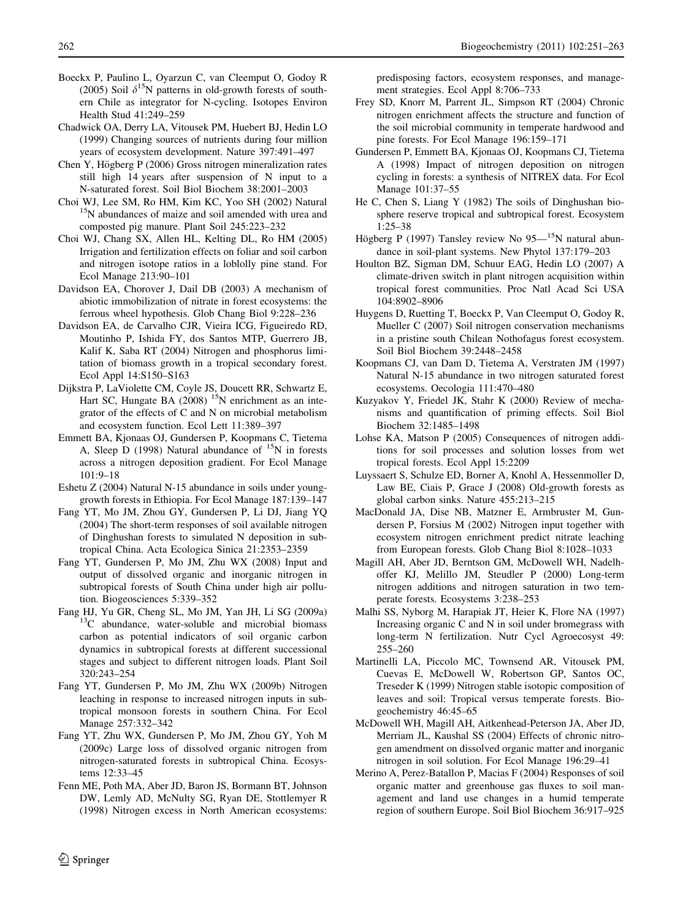Boeckx P, Paulino L, Oyarzun C, van Cleemput O, Godoy R (2005) Soil $\delta^{15}$N patterns in old-growth forests of southern Chile as integrator for N-cycling. Isotopes Environ Health Stud 41:249–259

Chadwick OA, Derry LA, Vitousek PM, Huebert BJ, Hedin LO (1999) Changing sources of nutrients during four million years of ecosystem development. Nature 397:491–497

Chen Y, Högberg P (2006) Gross nitrogen mineralization rates still high 14 years after suspension of N input to a N-saturated forest. Soil Biol Biochem 38:2001–2003

Choi WJ, Lee SM, Ro HM, Kim KC, Yoo SH (2002) Natural $^{15}$N abundances of maize and soil amended with urea and composted pig manure. Plant Soil 245:223–232

Choi WJ, Chang SX, Allen HL, Kelting DL, Ro HM (2005) Irrigation and fertilization effects on foliar and soil carbon and nitrogen isotope ratios in a loblolly pine stand. For Ecol Manage 213:90–101

Davidson EA, Chorover J, Dail DB (2003) A mechanism of abiotic immobilization of nitrate in forest ecosystems: the ferrous wheel hypothesis. Glob Chang Biol 9:228–236

Davidson EA, de Carvalho CJR, Vieira ICG, Figueiredo RD, Moutinho P, Ishida FY, dos Santos MTP, Guerrero JB, Kalif K, Saba RT (2004) Nitrogen and phosphorus limitation of biomass growth in a tropical secondary forest. Ecol Appl 14:S150–S163

Dijkstra P, LaViolette CM, Coyle JS, Doucett RR, Schwartz E, Hart SC, Hungate BA (2008) $^{15}$N enrichment as an integrator of the effects of C and N on microbial metabolism and ecosystem function. Ecol Lett 11:389–397

Emmett BA, Kjonaas OJ, Gundersen P, Koopmans C, Tietema A, Sleep D (1998) Natural abundance of $^{15}$N in forests across a nitrogen deposition gradient. For Ecol Manage 101:9–18

Eshetu Z (2004) Natural N-15 abundance in soils under young-growth forests in Ethiopia. For Ecol Manage 187:139–147

Fang YT, Mo JM, Zhou GY, Gundersen P, Li DJ, Jiang YQ (2004) The short-term responses of soil available nitrogen of Dinghushan forests to simulated N deposition in subtropical China. Acta Ecologica Sinica 21:2353–2359

Fang YT, Gundersen P, Mo JM, Zhu WX (2008) Input and output of dissolved organic and inorganic nitrogen in subtropical forests of South China under high air pollution. Biogeosciences 5:339–352

Fang HJ, Yu GR, Cheng SL, Mo JM, Yan JH, Li SG (2009a) $^{13}$C abundance, water-soluble and microbial biomass carbon as potential indicators of soil organic carbon dynamics in subtropical forests at different successional stages and subject to different nitrogen loads. Plant Soil 320:243–254

Fang YT, Gundersen P, Mo JM, Zhu WX (2009b) Nitrogen leaching in response to increased nitrogen inputs in subtropical monsoon forests in southern China. For Ecol Manage 257:332–342

Fang YT, Zhu WX, Gundersen P, Mo JM, Zhou GY, Yoh M (2009c) Large loss of dissolved organic nitrogen from nitrogen-saturated forests in subtropical China. Ecosystems 12:33–45

Fenn ME, Poth MA, Aber JD, Baron JS, Bormann BT, Johnson DW, Lemly AD, McNulty SG, Ryan DE, Stottlemyer R (1998) Nitrogen excess in North American ecosystems: predisposing factors, ecosystem responses, and management strategies. Ecol Appl 8:706–733

Frey SD, Knorr M, Parrent JL, Simpson RT (2004) Chronic nitrogen enrichment affects the structure and function of the soil microbial community in temperate hardwood and pine forests. For Ecol Manage 196:159–171

Gundersen P, Emmett BA, Kjonaas OJ, Koopmans CJ, Tietema A (1998) Impact of nitrogen deposition on nitrogen cycling in forests: a synthesis of NITREX data. For Ecol Manage 101:37–55

He C, Chen S, Liang Y (1982) The soils of Dinghushan biosphere reserve tropical and subtropical forest. Ecosystem 1:25–38

Högberg P (1997) Tansley review No 95—$^{15}$N natural abundance in soil-plant systems. New Phytol 137:179–203

Houlton BZ, Sigman DM, Schuur EAG, Hedin LO (2007) A climate-driven switch in plant nitrogen acquisition within tropical forest communities. Proc Natl Acad Sci USA 104:8902–8906

Huygens D, Ruetting T, Boeckx P, Van Cleemput O, Godoy R, Mueller C (2007) Soil nitrogen conservation mechanisms in a pristine south Chilean Nothofagus forest ecosystem. Soil Biol Biochem 39:2448–2458

Koopmans CJ, van Dam D, Tietema A, Verstraten JM (1997) Natural N-15 abundance in two nitrogen saturated forest ecosystems. Oecologia 111:470–480

Kuzyakov Y, Friedel JK, Stahr K (2000) Review of mechanisms and quantification of priming effects. Soil Biol Biochem 32:1485–1498

Lohse KA, Matson P (2005) Consequences of nitrogen additions for soil processes and solution losses from wet tropical forests. Ecol Appl 15:2209

Luyssaert S, Schulze ED, Borner A, Knohl A, Hessenmoller D, Law BE, Ciais P, Grace J (2008) Old-growth forests as global carbon sinks. Nature 455:213–215

MacDonald JA, Dise NB, Matzner E, Armbruster M, Gundersen P, Forsius M (2002) Nitrogen input together with ecosystem nitrogen enrichment predict nitrate leaching from European forests. Glob Chang Biol 8:1028–1033

Magill AH, Aber JD, Berntson GM, McDowell WH, Nadelhoffer KJ, Melillo JM, Steudler P (2000) Long-term nitrogen additions and nitrogen saturation in two temperate forests. Ecosystems 3:238–253

Malhi SS, Nyborg M, Harapiak JT, Heier K, Flore NA (1997) Increasing organic C and N in soil under bromegrass with long-term N fertilization. Nutr Cycl Agroecosyst 49: 255–260

Martinelli LA, Piccolo MC, Townsend AR, Vitousek PM, Cuevas E, McDowell W, Robertson GP, Santos OC, Treseder K (1999) Nitrogen stable isotopic composition of leaves and soil: Tropical versus temperate forests. Biogeochemistry 46:45–65

McDowell WH, Magill AH, Aitkenhead-Peterson JA, Aber JD, Merriam JL, Kaushal SS (2004) Effects of chronic nitrogen amendment on dissolved organic matter and inorganic nitrogen in soil solution. For Ecol Manage 196:29–41

Merino A, Perez-Batallon P, Macias F (2004) Responses of soil organic matter and greenhouse gas fluxes to soil management and land use changes in a humid temperate region of southern Europe. Soil Biol Biochem 36:917–925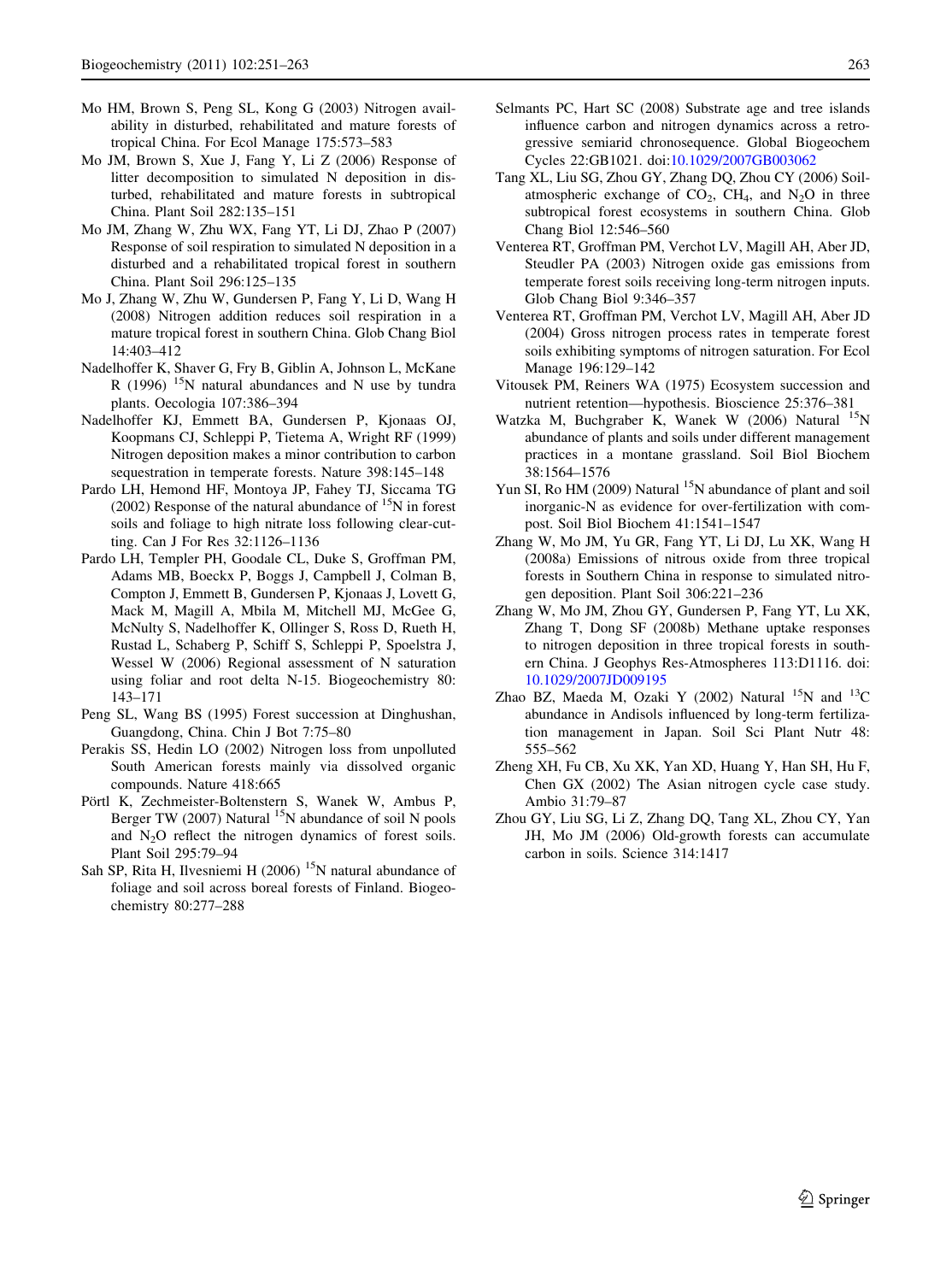Mo HM, Brown S, Peng SL, Kong G (2003) Nitrogen availability in disturbed, rehabilitated and mature forests of tropical China. For Ecol Manage 175:573–583

Mo JM, Brown S, Xue J, Fang Y, Li Z (2006) Response of litter decomposition to simulated N deposition in disturbed, rehabilitated and mature forests in subtropical China. Plant Soil 282:135–151

Mo JM, Zhang W, Zhu WX, Fang YT, Li DJ, Zhao P (2007) Response of soil respiration to simulated N deposition in a disturbed and a rehabilitated tropical forest in southern China. Plant Soil 296:125–135

Mo J, Zhang W, Zhu W, Gundersen P, Fang Y, Li D, Wang H (2008) Nitrogen addition reduces soil respiration in a mature tropical forest in southern China. Glob Chang Biol 14:403–412

Nadelhoffer K, Shaver G, Fry B, Giblin A, Johnson L, McKane R (1996) $^{15}N$ natural abundances and N use by tundra plants. Oecologia 107:386–394

Nadelhoffer KJ, Emmett BA, Gundersen P, Kjonaas OJ, Koopmans CJ, Schleppi P, Tietema A, Wright RF (1999) Nitrogen deposition makes a minor contribution to carbon sequestration in temperate forests. Nature 398:145–148

Pardo LH, Hemond HF, Montoya JP, Fahey TJ, Siccama TG (2002) Response of the natural abundance of $^{15}N$ in forest soils and foliage to high nitrate loss following clear-cutting. Can J For Res 32:1126–1136

Pardo LH, Templer PH, Goodale CL, Duke S, Groffman PM, Adams MB, Boeckx P, Boggs J, Campbell J, Colman B, Compton J, Emmett B, Gundersen P, Kjonaas J, Lovett G, Mack M, Magill A, Mbila M, Mitchell MJ, McGee G, McNulty S, Nadelhoffer K, Ollinger S, Ross D, Rueth H, Rustad L, Schaberg P, Schiff S, Schleppi P, Spoelstra J, Wessel W (2006) Regional assessment of N saturation using foliar and root delta N-15. Biogeochemistry 80: 143–171

Peng SL, Wang BS (1995) Forest succession at Dinghushan, Guangdong, China. Chin J Bot 7:75–80

Perakis SS, Hedin LO (2002) Nitrogen loss from unpolluted South American forests mainly via dissolved organic compounds. Nature 418:665

Pörtl K, Zechmeister-Boltenstern S, Wanek W, Ambus P, Berger TW (2007) Natural $^{15}N$ abundance of soil N pools and $N_2O$ reflect the nitrogen dynamics of forest soils. Plant Soil 295:79–94

Sah SP, Rita H, Ilvesniemi H (2006) $^{15}N$ natural abundance of foliage and soil across boreal forests of Finland. Biogeochemistry 80:277–288

Selmants PC, Hart SC (2008) Substrate age and tree islands influence carbon and nitrogen dynamics across a retrogressive semiarid chronosequence. Global Biogeochem Cycles 22:GB1021. doi:10.1029/2007GB003062

Tang XL, Liu SG, Zhou GY, Zhang DQ, Zhou CY (2006) Soil-atmospheric exchange of $CO_2$, $CH_4$, and $N_2O$ in three subtropical forest ecosystems in southern China. Glob Chang Biol 12:546–560

Venterea RT, Groffman PM, Verchot LV, Magill AH, Aber JD, Steudler PA (2003) Nitrogen oxide gas emissions from temperate forest soils receiving long-term nitrogen inputs. Glob Chang Biol 9:346–357

Venterea RT, Groffman PM, Verchot LV, Magill AH, Aber JD (2004) Gross nitrogen process rates in temperate forest soils exhibiting symptoms of nitrogen saturation. For Ecol Manage 196:129–142

Vitousek PM, Reiners WA (1975) Ecosystem succession and nutrient retention—hypothesis. Bioscience 25:376–381

Watzka M, Buchgraber K, Wanek W (2006) Natural $^{15}N$ abundance of plants and soils under different management practices in a montane grassland. Soil Biol Biochem 38:1564–1576

Yun SI, Ro HM (2009) Natural $^{15}N$ abundance of plant and soil inorganic-N as evidence for over-fertilization with compost. Soil Biol Biochem 41:1541–1547

Zhang W, Mo JM, Yu GR, Fang YT, Li DJ, Lu XK, Wang H (2008a) Emissions of nitrous oxide from three tropical forests in Southern China in response to simulated nitrogen deposition. Plant Soil 306:221–236

Zhang W, Mo JM, Zhou GY, Gundersen P, Fang YT, Lu XK, Zhang T, Dong SF (2008b) Methane uptake responses to nitrogen deposition in three tropical forests in southern China. J Geophys Res-Atmospheres 113:D1116. doi:10.1029/2007JD009195

Zhao BZ, Maeda M, Ozaki Y (2002) Natural $^{15}N$ and $^{13}C$ abundance in Andisols influenced by long-term fertilization management in Japan. Soil Sci Plant Nutr 48: 555–562

Zheng XH, Fu CB, Xu XK, Yan XD, Huang Y, Han SH, Hu F, Chen GX (2002) The Asian nitrogen cycle case study. Ambio 31:79–87

Zhou GY, Liu SG, Li Z, Zhang DQ, Tang XL, Zhou CY, Yan JH, Mo JM (2006) Old-growth forests can accumulate carbon in soils. Science 314:1417